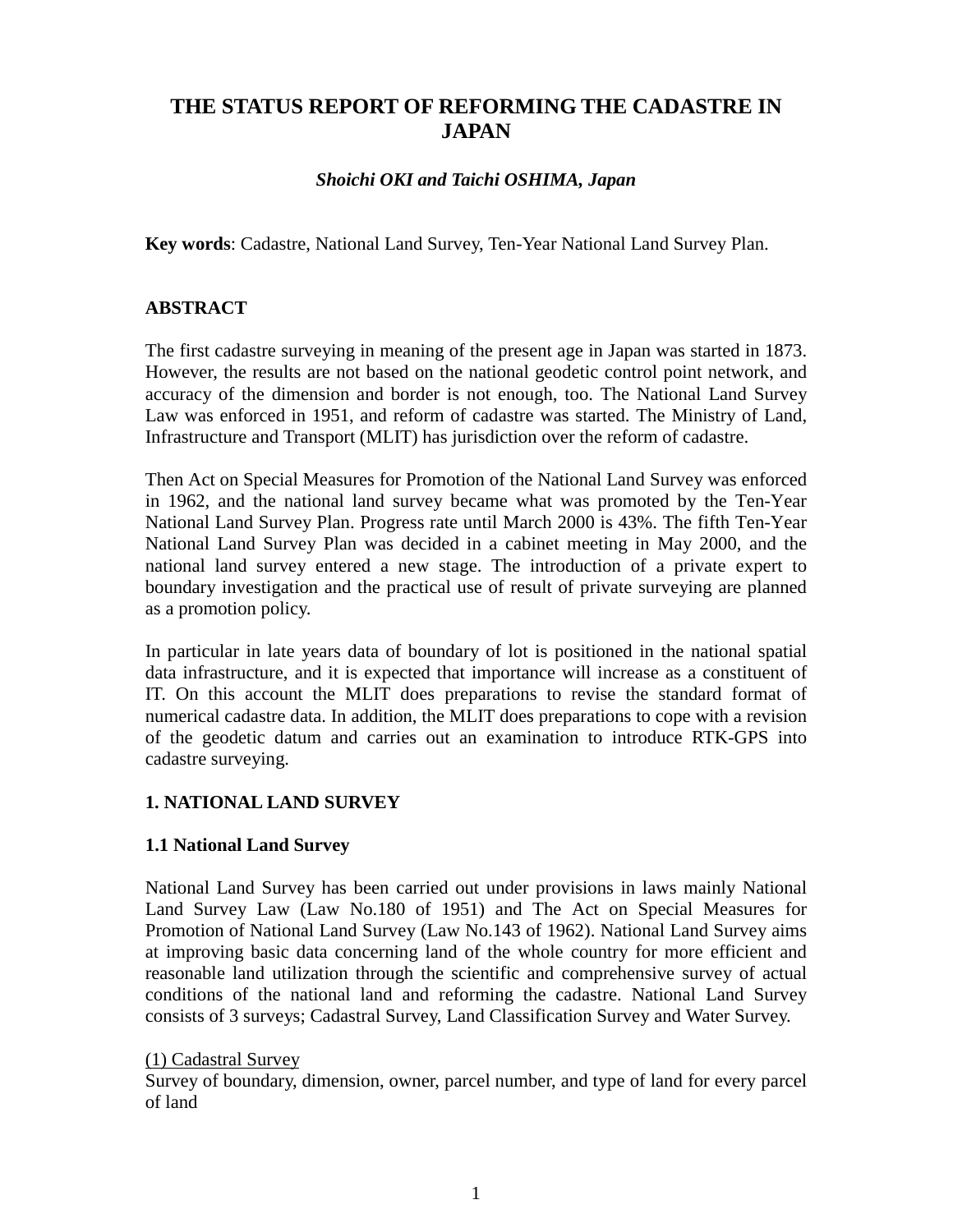# THE STATUS REPORT OF REFORMING THE CADASTRE IN JAPAN

***Shoichi OKI and Taichi OSHIMA, Japan***

**Key words**: Cadastre, National Land Survey, Ten-Year National Land Survey Plan.

## ABSTRACT

The first cadastre surveying in meaning of the present age in Japan was started in 1873. However, the results are not based on the national geodetic control point network, and accuracy of the dimension and border is not enough, too. The National Land Survey Law was enforced in 1951, and reform of cadastre was started. The Ministry of Land, Infrastructure and Transport (MLIT) has jurisdiction over the reform of cadastre.

Then Act on Special Measures for Promotion of the National Land Survey was enforced in 1962, and the national land survey became what was promoted by the Ten-Year National Land Survey Plan. Progress rate until March 2000 is 43%. The fifth Ten-Year National Land Survey Plan was decided in a cabinet meeting in May 2000, and the national land survey entered a new stage. The introduction of a private expert to boundary investigation and the practical use of result of private surveying are planned as a promotion policy.

In particular in late years data of boundary of lot is positioned in the national spatial data infrastructure, and it is expected that importance will increase as a constituent of IT. On this account the MLIT does preparations to revise the standard format of numerical cadastre data. In addition, the MLIT does preparations to cope with a revision of the geodetic datum and carries out an examination to introduce RTK-GPS into cadastre surveying.

## 1. NATIONAL LAND SURVEY

### 1.1 National Land Survey

National Land Survey has been carried out under provisions in laws mainly National Land Survey Law (Law No.180 of 1951) and The Act on Special Measures for Promotion of National Land Survey (Law No.143 of 1962). National Land Survey aims at improving basic data concerning land of the whole country for more efficient and reasonable land utilization through the scientific and comprehensive survey of actual conditions of the national land and reforming the cadastre. National Land Survey consists of 3 surveys; Cadastral Survey, Land Classification Survey and Water Survey.

(1) Cadastral Survey

Survey of boundary, dimension, owner, parcel number, and type of land for every parcel of land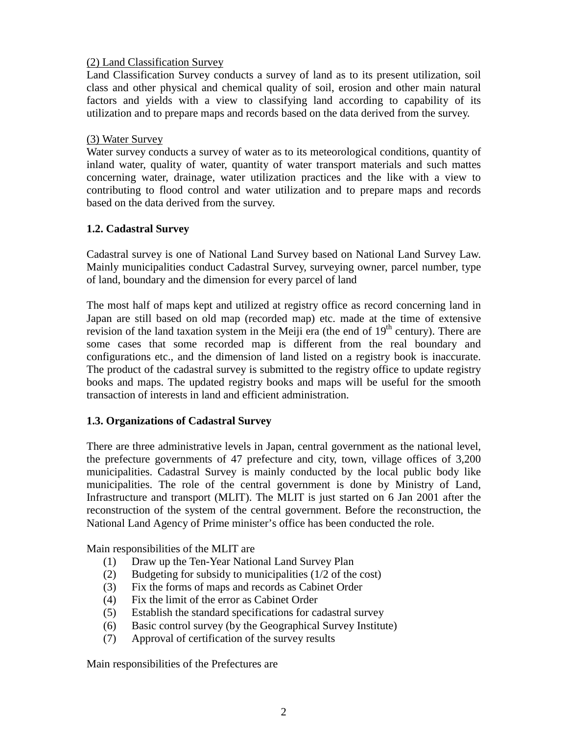(2) Land Classification Survey

Land Classification Survey conducts a survey of land as to its present utilization, soil class and other physical and chemical quality of soil, erosion and other main natural factors and yields with a view to classifying land according to capability of its utilization and to prepare maps and records based on the data derived from the survey.

(3) Water Survey

Water survey conducts a survey of water as to its meteorological conditions, quantity of inland water, quality of water, quantity of water transport materials and such mattes concerning water, drainage, water utilization practices and the like with a view to contributing to flood control and water utilization and to prepare maps and records based on the data derived from the survey.

### 1.2. Cadastral Survey

Cadastral survey is one of National Land Survey based on National Land Survey Law. Mainly municipalities conduct Cadastral Survey, surveying owner, parcel number, type of land, boundary and the dimension for every parcel of land

The most half of maps kept and utilized at registry office as record concerning land in Japan are still based on old map (recorded map) etc. made at the time of extensive revision of the land taxation system in the Meiji era (the end of $19^{th}$ century). There are some cases that some recorded map is different from the real boundary and configurations etc., and the dimension of land listed on a registry book is inaccurate. The product of the cadastral survey is submitted to the registry office to update registry books and maps. The updated registry books and maps will be useful for the smooth transaction of interests in land and efficient administration.

### 1.3. Organizations of Cadastral Survey

There are three administrative levels in Japan, central government as the national level, the prefecture governments of 47 prefecture and city, town, village offices of 3,200 municipalities. Cadastral Survey is mainly conducted by the local public body like municipalities. The role of the central government is done by Ministry of Land, Infrastructure and transport (MLIT). The MLIT is just started on 6 Jan 2001 after the reconstruction of the system of the central government. Before the reconstruction, the National Land Agency of Prime minister's office has been conducted the role.

Main responsibilities of the MLIT are

(1) Draw up the Ten-Year National Land Survey Plan
(2) Budgeting for subsidy to municipalities (1/2 of the cost)
(3) Fix the forms of maps and records as Cabinet Order
(4) Fix the limit of the error as Cabinet Order
(5) Establish the standard specifications for cadastral survey
(6) Basic control survey (by the Geographical Survey Institute)
(7) Approval of certification of the survey results

Main responsibilities of the Prefectures are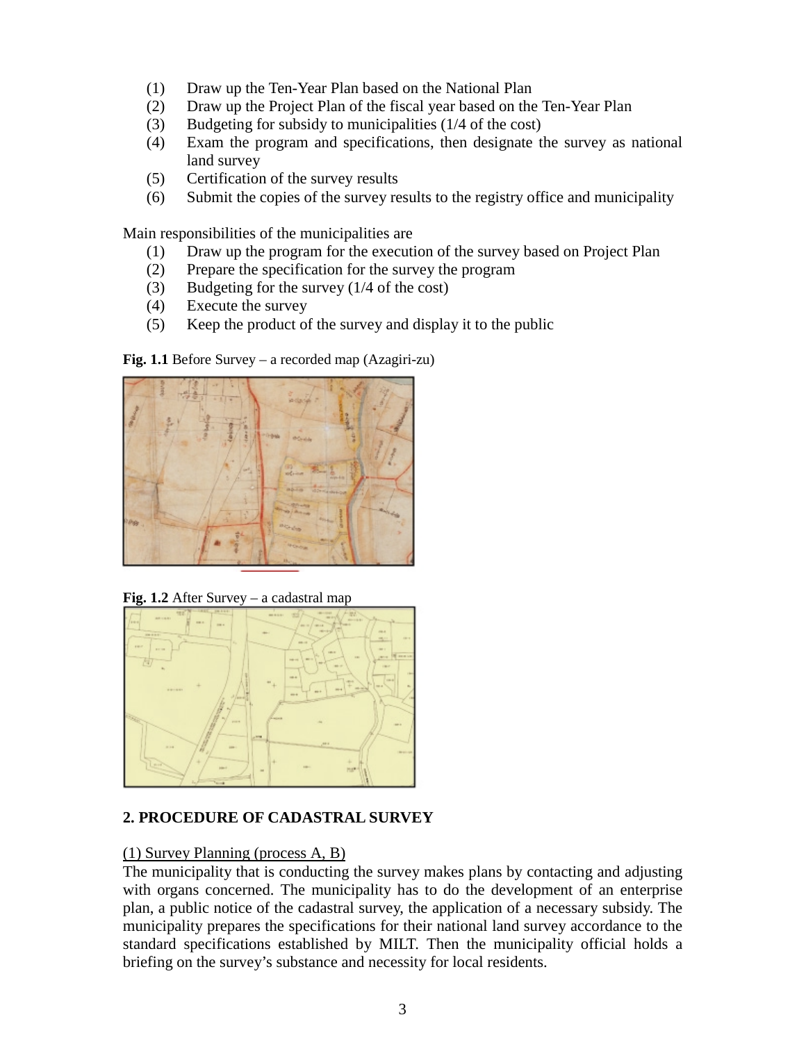(1) Draw up the Ten-Year Plan based on the National Plan
(2) Draw up the Project Plan of the fiscal year based on the Ten-Year Plan
(3) Budgeting for subsidy to municipalities (1/4 of the cost)
(4) Exam the program and specifications, then designate the survey as national land survey
(5) Certification of the survey results
(6) Submit the copies of the survey results to the registry office and municipality

Main responsibilities of the municipalities are

(1) Draw up the program for the execution of the survey based on Project Plan
(2) Prepare the specification for the survey the program
(3) Budgeting for the survey (1/4 of the cost)
(4) Execute the survey
(5) Keep the product of the survey and display it to the public

**Fig. 1.1** Before Survey – a recorded map (Azagiri-zu)

**Fig. 1.2** After Survey – a cadastral map

## 2. PROCEDURE OF CADASTRAL SURVEY

(1) Survey Planning (process A, B)

The municipality that is conducting the survey makes plans by contacting and adjusting with organs concerned. The municipality has to do the development of an enterprise plan, a public notice of the cadastral survey, the application of a necessary subsidy. The municipality prepares the specifications for their national land survey accordance to the standard specifications established by MILT. Then the municipality official holds a briefing on the survey's substance and necessity for local residents.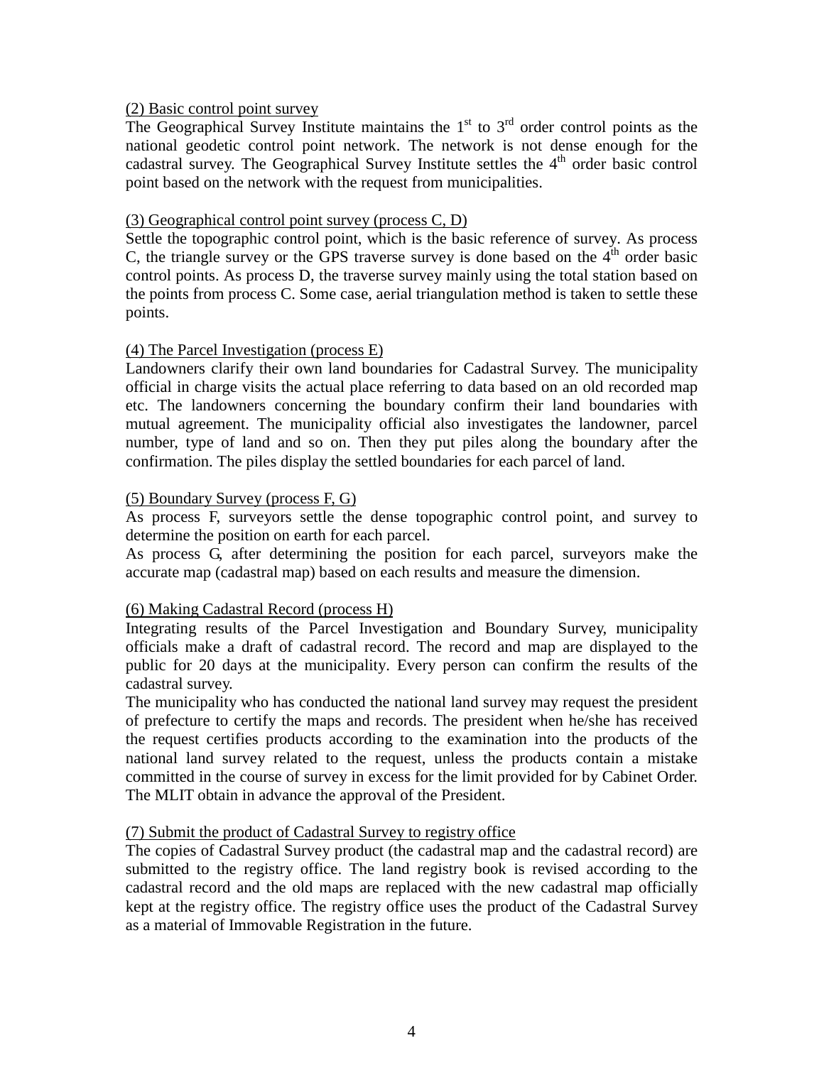(2) Basic control point survey

The Geographical Survey Institute maintains the 1st to 3rd order control points as the national geodetic control point network. The network is not dense enough for the cadastral survey. The Geographical Survey Institute settles the 4th order basic control point based on the network with the request from municipalities.

(3) Geographical control point survey (process C, D)

Settle the topographic control point, which is the basic reference of survey. As process C, the triangle survey or the GPS traverse survey is done based on the 4th order basic control points. As process D, the traverse survey mainly using the total station based on the points from process C. Some case, aerial triangulation method is taken to settle these points.

(4) The Parcel Investigation (process E)

Landowners clarify their own land boundaries for Cadastral Survey. The municipality official in charge visits the actual place referring to data based on an old recorded map etc. The landowners concerning the boundary confirm their land boundaries with mutual agreement. The municipality official also investigates the landowner, parcel number, type of land and so on. Then they put piles along the boundary after the confirmation. The piles display the settled boundaries for each parcel of land.

(5) Boundary Survey (process F, G)

As process F, surveyors settle the dense topographic control point, and survey to determine the position on earth for each parcel.

As process G, after determining the position for each parcel, surveyors make the accurate map (cadastral map) based on each results and measure the dimension.

(6) Making Cadastral Record (process H)

Integrating results of the Parcel Investigation and Boundary Survey, municipality officials make a draft of cadastral record. The record and map are displayed to the public for 20 days at the municipality. Every person can confirm the results of the cadastral survey.

The municipality who has conducted the national land survey may request the president of prefecture to certify the maps and records. The president when he/she has received the request certifies products according to the examination into the products of the national land survey related to the request, unless the products contain a mistake committed in the course of survey in excess for the limit provided for by Cabinet Order. The MLIT obtain in advance the approval of the President.

(7) Submit the product of Cadastral Survey to registry office

The copies of Cadastral Survey product (the cadastral map and the cadastral record) are submitted to the registry office. The land registry book is revised according to the cadastral record and the old maps are replaced with the new cadastral map officially kept at the registry office. The registry office uses the product of the Cadastral Survey as a material of Immovable Registration in the future.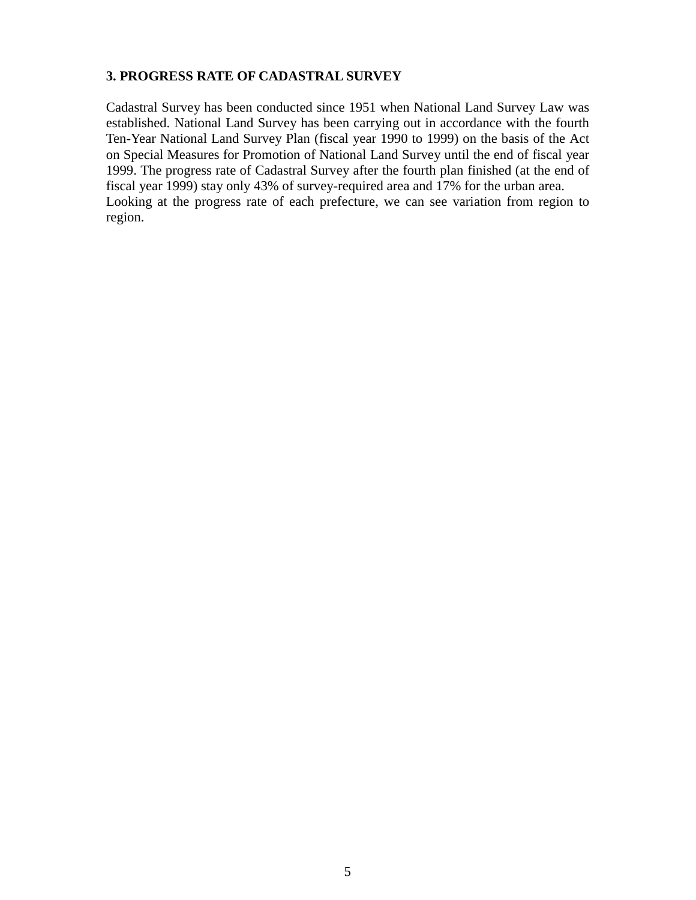## 3. PROGRESS RATE OF CADASTRAL SURVEY

Cadastral Survey has been conducted since 1951 when National Land Survey Law was established. National Land Survey has been carrying out in accordance with the fourth Ten-Year National Land Survey Plan (fiscal year 1990 to 1999) on the basis of the Act on Special Measures for Promotion of National Land Survey until the end of fiscal year 1999. The progress rate of Cadastral Survey after the fourth plan finished (at the end of fiscal year 1999) stay only 43% of survey-required area and 17% for the urban area.
Looking at the progress rate of each prefecture, we can see variation from region to region.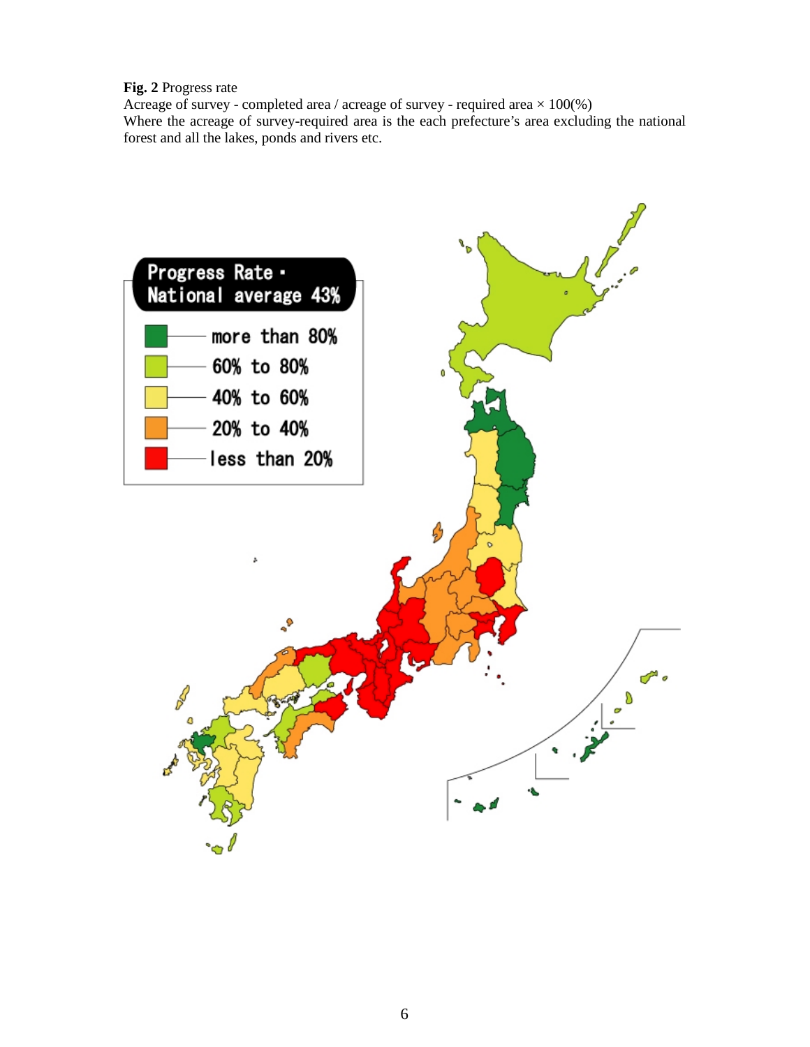**Fig. 2** Progress rate

Acreage of survey - completed area / acreage of survey - required area × 100(%)

Where the acreage of survey-required area is the each prefecture's area excluding the national forest and all the lakes, ponds and rivers etc.

Progress Rate・National average 43%

- more than 80%
- 60% to 80%
- 40% to 60%
- 20% to 40%
- less than 20%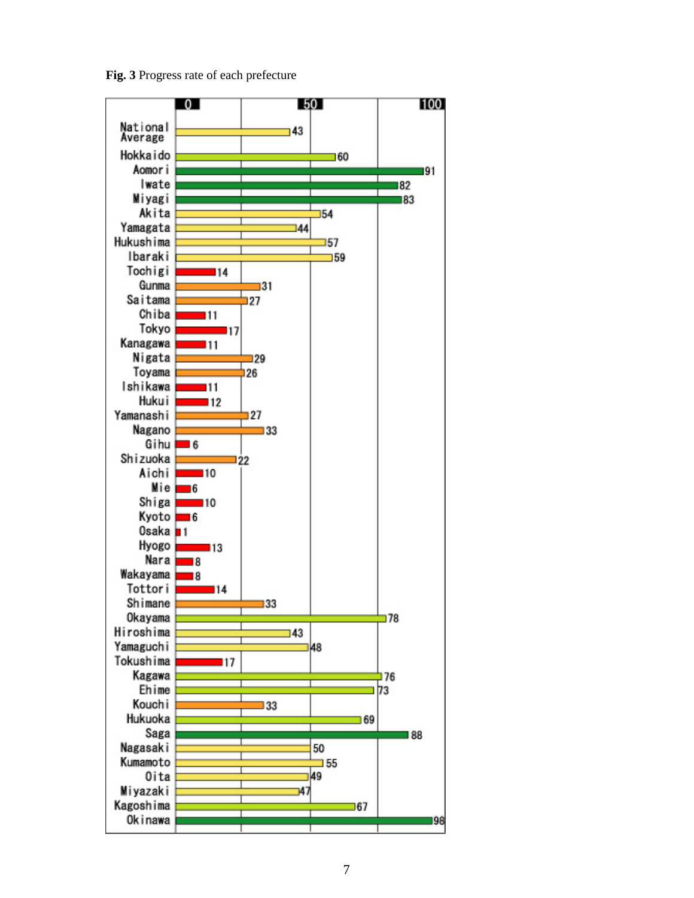**Fig. 3** Progress rate of each prefecture

| Prefecture | Progress rate |
|---|---|
| National Average | 43 |
| Hokkaido | 60 |
| Aomori | 91 |
| Iwate | 82 |
| Miyagi | 83 |
| Akita | 54 |
| Yamagata | 44 |
| Hukushima | 57 |
| Ibaraki | 59 |
| Tochigi | 14 |
| Gunma | 31 |
| Saitama | 27 |
| Chiba | 11 |
| Tokyo | 17 |
| Kanagawa | 11 |
| Nigata | 29 |
| Toyama | 26 |
| Ishikawa | 11 |
| Hukui | 12 |
| Yamanashi | 27 |
| Nagano | 33 |
| Gihu | 6 |
| Shizuoka | 22 |
| Aichi | 10 |
| Mie | 6 |
| Shiga | 10 |
| Kyoto | 6 |
| Osaka | 1 |
| Hyogo | 13 |
| Nara | 8 |
| Wakayama | 8 |
| Tottori | 14 |
| Shimane | 33 |
| Okayama | 78 |
| Hiroshima | 43 |
| Yamaguchi | 48 |
| Tokushima | 17 |
| Kagawa | 76 |
| Ehime | 73 |
| Kouchi | 33 |
| Hukuoka | 69 |
| Saga | 88 |
| Nagasaki | 50 |
| Kumamoto | 55 |
| Oita | 49 |
| Miyazaki | 47 |
| Kagoshima | 67 |
| Okinawa | 98 |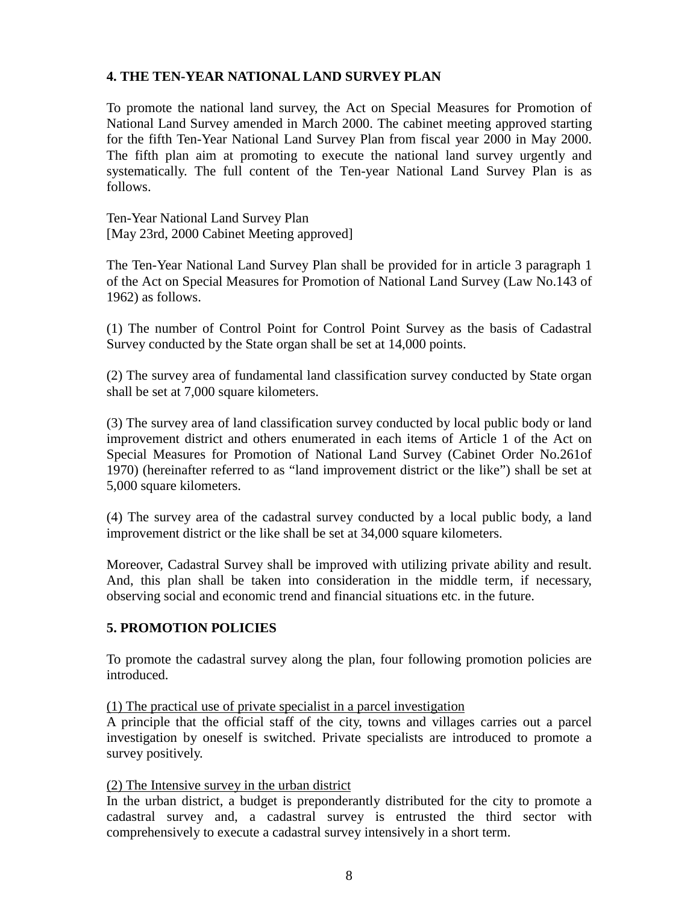## 4. THE TEN-YEAR NATIONAL LAND SURVEY PLAN

To promote the national land survey, the Act on Special Measures for Promotion of National Land Survey amended in March 2000. The cabinet meeting approved starting for the fifth Ten-Year National Land Survey Plan from fiscal year 2000 in May 2000. The fifth plan aim at promoting to execute the national land survey urgently and systematically. The full content of the Ten-year National Land Survey Plan is as follows.

Ten-Year National Land Survey Plan
[May 23rd, 2000 Cabinet Meeting approved]

The Ten-Year National Land Survey Plan shall be provided for in article 3 paragraph 1 of the Act on Special Measures for Promotion of National Land Survey (Law No.143 of 1962) as follows.

(1) The number of Control Point for Control Point Survey as the basis of Cadastral Survey conducted by the State organ shall be set at 14,000 points.

(2) The survey area of fundamental land classification survey conducted by State organ shall be set at 7,000 square kilometers.

(3) The survey area of land classification survey conducted by local public body or land improvement district and others enumerated in each items of Article 1 of the Act on Special Measures for Promotion of National Land Survey (Cabinet Order No.261of 1970) (hereinafter referred to as "land improvement district or the like") shall be set at 5,000 square kilometers.

(4) The survey area of the cadastral survey conducted by a local public body, a land improvement district or the like shall be set at 34,000 square kilometers.

Moreover, Cadastral Survey shall be improved with utilizing private ability and result. And, this plan shall be taken into consideration in the middle term, if necessary, observing social and economic trend and financial situations etc. in the future.

## 5. PROMOTION POLICIES

To promote the cadastral survey along the plan, four following promotion policies are introduced.

(1) The practical use of private specialist in a parcel investigation
A principle that the official staff of the city, towns and villages carries out a parcel investigation by oneself is switched. Private specialists are introduced to promote a survey positively.

(2) The Intensive survey in the urban district
In the urban district, a budget is preponderantly distributed for the city to promote a cadastral survey and, a cadastral survey is entrusted the third sector with comprehensively to execute a cadastral survey intensively in a short term.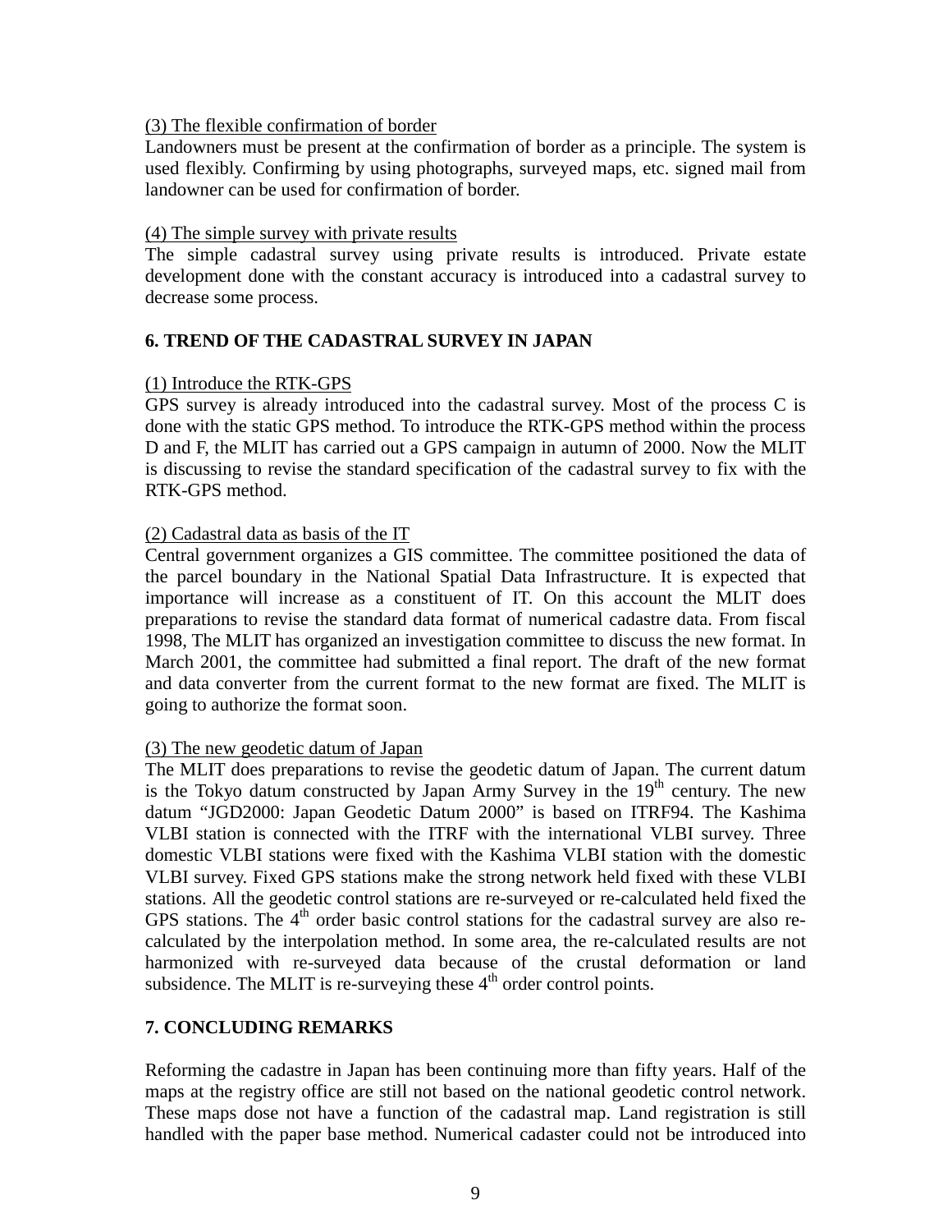(3) The flexible confirmation of border

Landowners must be present at the confirmation of border as a principle. The system is used flexibly. Confirming by using photographs, surveyed maps, etc. signed mail from landowner can be used for confirmation of border.

(4) The simple survey with private results

The simple cadastral survey using private results is introduced. Private estate development done with the constant accuracy is introduced into a cadastral survey to decrease some process.

## 6. TREND OF THE CADASTRAL SURVEY IN JAPAN

(1) Introduce the RTK-GPS

GPS survey is already introduced into the cadastral survey. Most of the process C is done with the static GPS method. To introduce the RTK-GPS method within the process D and F, the MLIT has carried out a GPS campaign in autumn of 2000. Now the MLIT is discussing to revise the standard specification of the cadastral survey to fix with the RTK-GPS method.

(2) Cadastral data as basis of the IT

Central government organizes a GIS committee. The committee positioned the data of the parcel boundary in the National Spatial Data Infrastructure. It is expected that importance will increase as a constituent of IT. On this account the MLIT does preparations to revise the standard data format of numerical cadastre data. From fiscal 1998, The MLIT has organized an investigation committee to discuss the new format. In March 2001, the committee had submitted a final report. The draft of the new format and data converter from the current format to the new format are fixed. The MLIT is going to authorize the format soon.

(3) The new geodetic datum of Japan

The MLIT does preparations to revise the geodetic datum of Japan. The current datum is the Tokyo datum constructed by Japan Army Survey in the 19th century. The new datum "JGD2000: Japan Geodetic Datum 2000" is based on ITRF94. The Kashima VLBI station is connected with the ITRF with the international VLBI survey. Three domestic VLBI stations were fixed with the Kashima VLBI station with the domestic VLBI survey. Fixed GPS stations make the strong network held fixed with these VLBI stations. All the geodetic control stations are re-surveyed or re-calculated held fixed the GPS stations. The 4th order basic control stations for the cadastral survey are also re-calculated by the interpolation method. In some area, the re-calculated results are not harmonized with re-surveyed data because of the crustal deformation or land subsidence. The MLIT is re-surveying these 4th order control points.

## 7. CONCLUDING REMARKS

Reforming the cadastre in Japan has been continuing more than fifty years. Half of the maps at the registry office are still not based on the national geodetic control network. These maps dose not have a function of the cadastral map. Land registration is still handled with the paper base method. Numerical cadaster could not be introduced into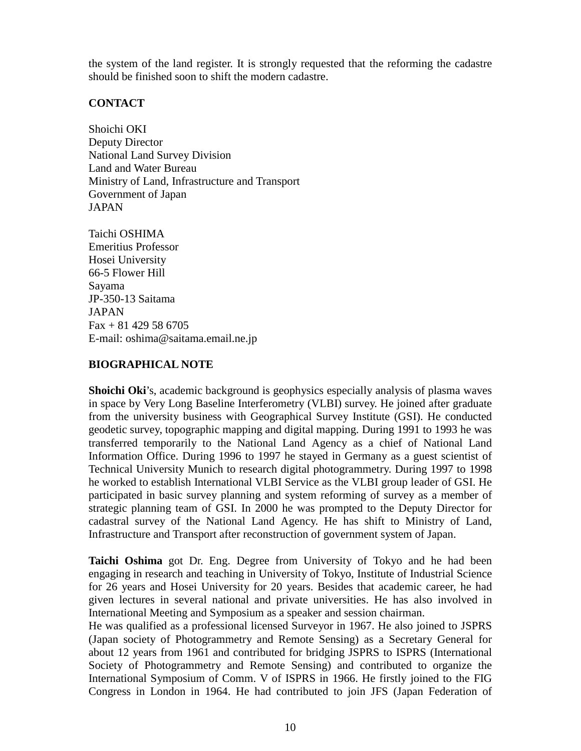the system of the land register. It is strongly requested that the reforming the cadastre should be finished soon to shift the modern cadastre.

## CONTACT

Shoichi OKI
Deputy Director
National Land Survey Division
Land and Water Bureau
Ministry of Land, Infrastructure and Transport
Government of Japan
JAPAN

Taichi OSHIMA
Emeritius Professor
Hosei University
66-5 Flower Hill
Sayama
JP-350-13 Saitama
JAPAN
Fax + 81 429 58 6705
E-mail: oshima@saitama.email.ne.jp

## BIOGRAPHICAL NOTE

**Shoichi Oki**'s, academic background is geophysics especially analysis of plasma waves in space by Very Long Baseline Interferometry (VLBI) survey. He joined after graduate from the university business with Geographical Survey Institute (GSI). He conducted geodetic survey, topographic mapping and digital mapping. During 1991 to 1993 he was transferred temporarily to the National Land Agency as a chief of National Land Information Office. During 1996 to 1997 he stayed in Germany as a guest scientist of Technical University Munich to research digital photogrammetry. During 1997 to 1998 he worked to establish International VLBI Service as the VLBI group leader of GSI. He participated in basic survey planning and system reforming of survey as a member of strategic planning team of GSI. In 2000 he was prompted to the Deputy Director for cadastral survey of the National Land Agency. He has shift to Ministry of Land, Infrastructure and Transport after reconstruction of government system of Japan.

**Taichi Oshima** got Dr. Eng. Degree from University of Tokyo and he had been engaging in research and teaching in University of Tokyo, Institute of Industrial Science for 26 years and Hosei University for 20 years. Besides that academic career, he had given lectures in several national and private universities. He has also involved in International Meeting and Symposium as a speaker and session chairman.
He was qualified as a professional licensed Surveyor in 1967. He also joined to JSPRS (Japan society of Photogrammetry and Remote Sensing) as a Secretary General for about 12 years from 1961 and contributed for bridging JSPRS to ISPRS (International Society of Photogrammetry and Remote Sensing) and contributed to organize the International Symposium of Comm. V of ISPRS in 1966. He firstly joined to the FIG Congress in London in 1964. He had contributed to join JFS (Japan Federation of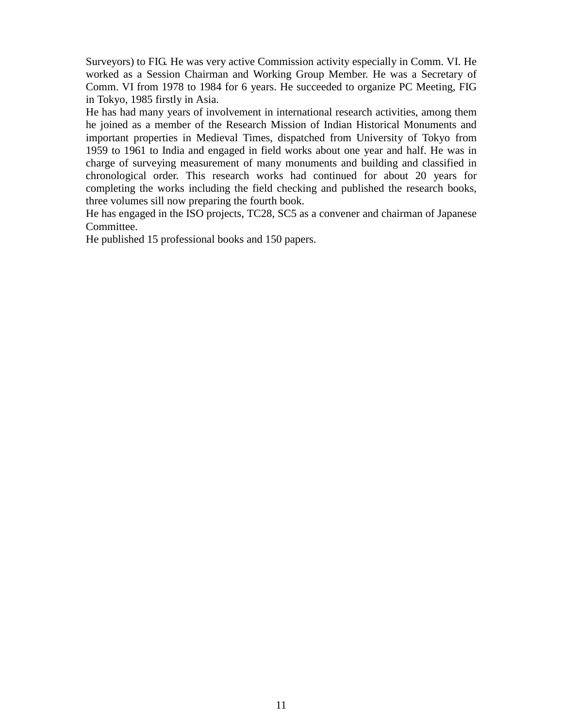Surveyors) to FIG. He was very active Commission activity especially in Comm. VI. He worked as a Session Chairman and Working Group Member. He was a Secretary of Comm. VI from 1978 to 1984 for 6 years. He succeeded to organize PC Meeting, FIG in Tokyo, 1985 firstly in Asia.

He has had many years of involvement in international research activities, among them he joined as a member of the Research Mission of Indian Historical Monuments and important properties in Medieval Times, dispatched from University of Tokyo from 1959 to 1961 to India and engaged in field works about one year and half. He was in charge of surveying measurement of many monuments and building and classified in chronological order. This research works had continued for about 20 years for completing the works including the field checking and published the research books, three volumes sill now preparing the fourth book.

He has engaged in the ISO projects, TC28, SC5 as a convener and chairman of Japanese Committee.

He published 15 professional books and 150 papers.